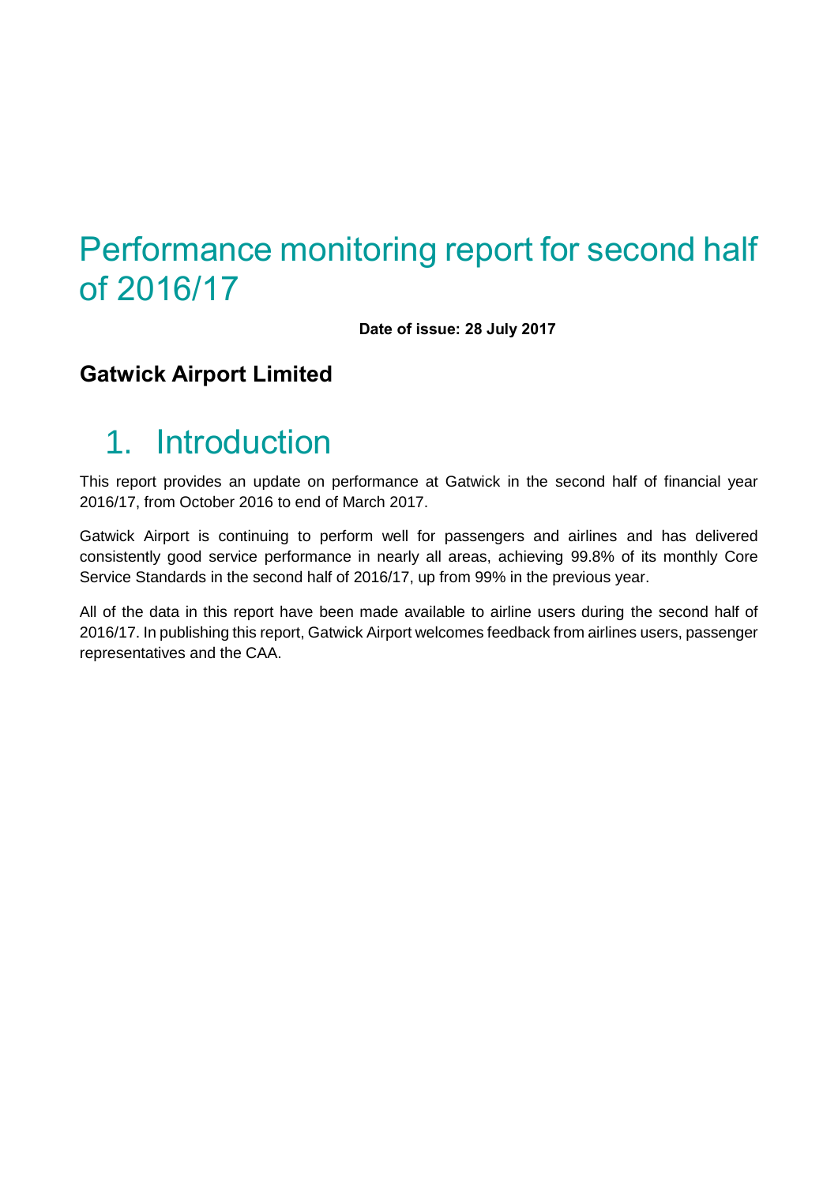# Performance monitoring report for second half of 2016/17

**Date of issue: 28 July 2017**

**Gatwick Airport Limited**

## 1. Introduction

This report provides an update on performance at Gatwick in the second half of financial year 2016/17, from October 2016 to end of March 2017.

Gatwick Airport is continuing to perform well for passengers and airlines and has delivered consistently good service performance in nearly all areas, achieving 99.8% of its monthly Core Service Standards in the second half of 2016/17, up from 99% in the previous year.

All of the data in this report have been made available to airline users during the second half of 2016/17. In publishing this report, Gatwick Airport welcomes feedback from airlines users, passenger representatives and the CAA.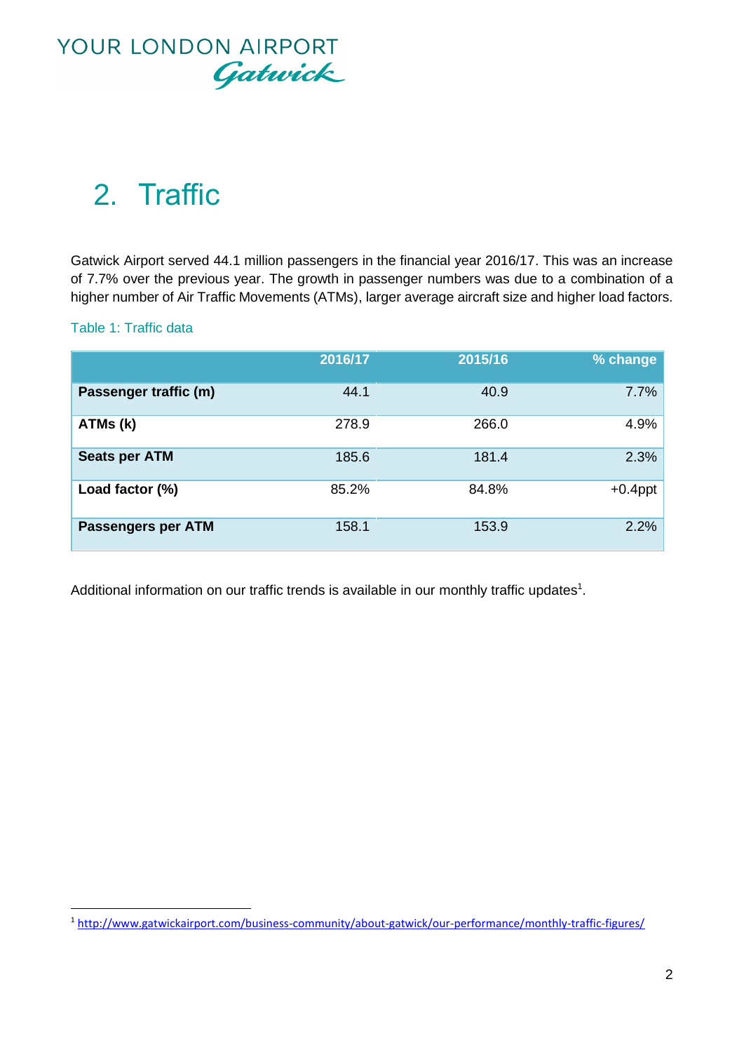# 2. Traffic

Gatwick Airport served 44.1 million passengers in the financial year 2016/17. This was an increase of 7.7% over the previous year. The growth in passenger numbers was due to a combination of a higher number of Air Traffic Movements (ATMs), larger average aircraft size and higher load factors.

Table 1: Traffic data

| | 2016/17 | 2015/16 | % change |
|---|---|---|---|
| **Passenger traffic (m)** | 44.1 | 40.9 | 7.7% |
| **ATMs (k)** | 278.9 | 266.0 | 4.9% |
| **Seats per ATM** | 185.6 | 181.4 | 2.3% |
| **Load factor (%)** | 85.2% | 84.8% | +0.4ppt |
| **Passengers per ATM** | 158.1 | 153.9 | 2.2% |

Additional information on our traffic trends is available in our monthly traffic updates[1].

[1] http://www.gatwickairport.com/business-community/about-gatwick/our-performance/monthly-traffic-figures/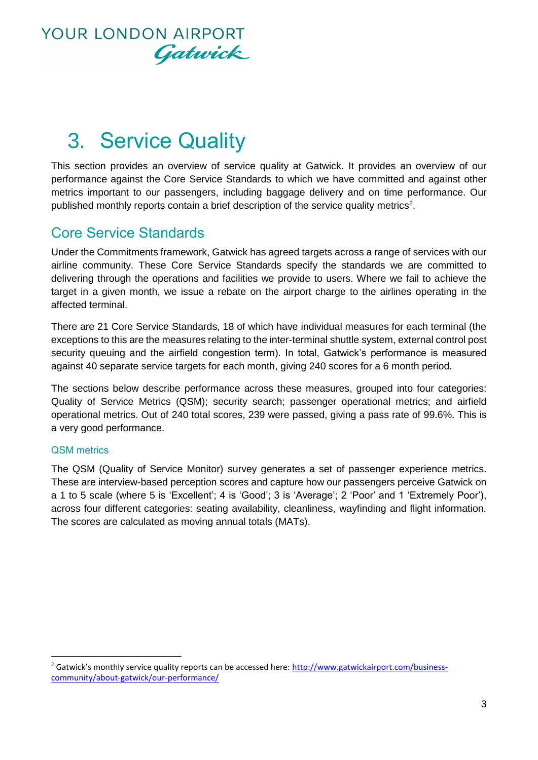# 3. Service Quality

This section provides an overview of service quality at Gatwick. It provides an overview of our performance against the Core Service Standards to which we have committed and against other metrics important to our passengers, including baggage delivery and on time performance. Our published monthly reports contain a brief description of the service quality metrics[2].

## Core Service Standards

Under the Commitments framework, Gatwick has agreed targets across a range of services with our airline community. These Core Service Standards specify the standards we are committed to delivering through the operations and facilities we provide to users. Where we fail to achieve the target in a given month, we issue a rebate on the airport charge to the airlines operating in the affected terminal.

There are 21 Core Service Standards, 18 of which have individual measures for each terminal (the exceptions to this are the measures relating to the inter-terminal shuttle system, external control post security queuing and the airfield congestion term). In total, Gatwick's performance is measured against 40 separate service targets for each month, giving 240 scores for a 6 month period.

The sections below describe performance across these measures, grouped into four categories: Quality of Service Metrics (QSM); security search; passenger operational metrics; and airfield operational metrics. Out of 240 total scores, 239 were passed, giving a pass rate of 99.6%. This is a very good performance.

### QSM metrics

The QSM (Quality of Service Monitor) survey generates a set of passenger experience metrics. These are interview-based perception scores and capture how our passengers perceive Gatwick on a 1 to 5 scale (where 5 is 'Excellent'; 4 is 'Good'; 3 is 'Average'; 2 'Poor' and 1 'Extremely Poor'), across four different categories: seating availability, cleanliness, wayfinding and flight information. The scores are calculated as moving annual totals (MATs).

[2] Gatwick's monthly service quality reports can be accessed here: http://www.gatwickairport.com/business-community/about-gatwick/our-performance/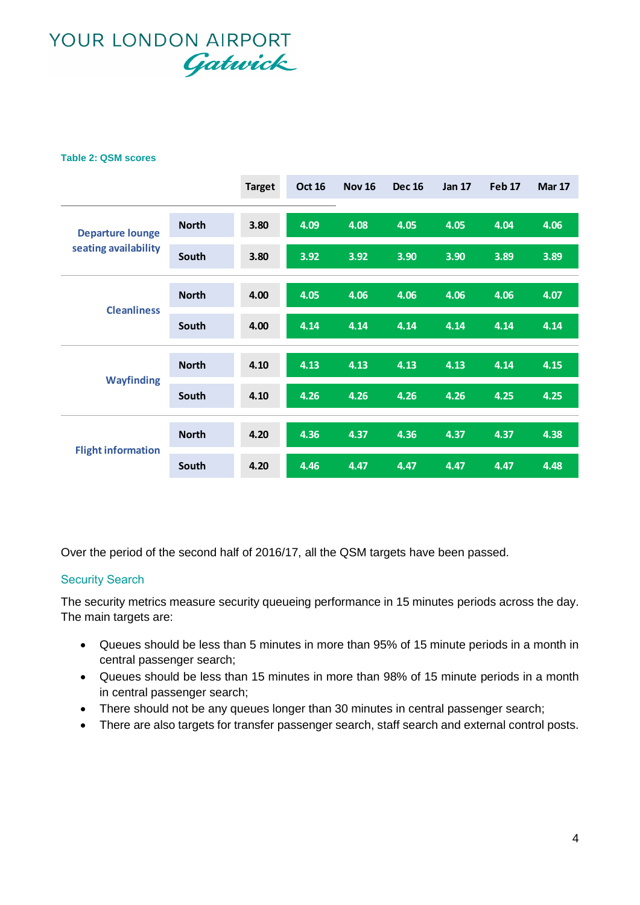YOUR LONDON AIRPORT Gatwick

**Table 2: QSM scores**

| | | Target | Oct 16 | Nov 16 | Dec 16 | Jan 17 | Feb 17 | Mar 17 |
|---|---|---|---|---|---|---|---|---|
| Departure lounge seating availability | North | 3.80 | 4.09 | 4.08 | 4.05 | 4.05 | 4.04 | 4.06 |
| | South | 3.80 | 3.92 | 3.92 | 3.90 | 3.90 | 3.89 | 3.89 |
| Cleanliness | North | 4.00 | 4.05 | 4.06 | 4.06 | 4.06 | 4.06 | 4.07 |
| | South | 4.00 | 4.14 | 4.14 | 4.14 | 4.14 | 4.14 | 4.14 |
| Wayfinding | North | 4.10 | 4.13 | 4.13 | 4.13 | 4.13 | 4.14 | 4.15 |
| | South | 4.10 | 4.26 | 4.26 | 4.26 | 4.26 | 4.25 | 4.25 |
| Flight information | North | 4.20 | 4.36 | 4.37 | 4.36 | 4.37 | 4.37 | 4.38 |
| | South | 4.20 | 4.46 | 4.47 | 4.47 | 4.47 | 4.47 | 4.48 |

Over the period of the second half of 2016/17, all the QSM targets have been passed.

## Security Search

The security metrics measure security queueing performance in 15 minutes periods across the day. The main targets are:

- Queues should be less than 5 minutes in more than 95% of 15 minute periods in a month in central passenger search;
- Queues should be less than 15 minutes in more than 98% of 15 minute periods in a month in central passenger search;
- There should not be any queues longer than 30 minutes in central passenger search;
- There are also targets for transfer passenger search, staff search and external control posts.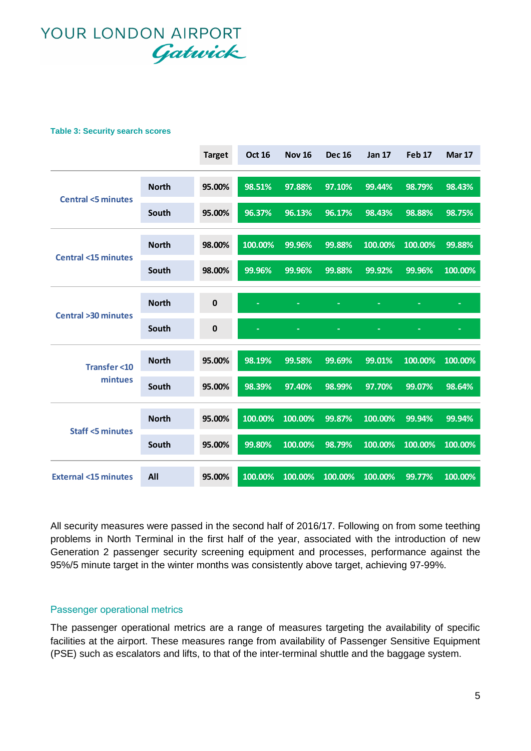YOUR LONDON AIRPORT Gatwick

**Table 3: Security search scores**

| | | Target | Oct 16 | Nov 16 | Dec 16 | Jan 17 | Feb 17 | Mar 17 |
|---|---|---|---|---|---|---|---|---|
| Central <5 minutes | North | 95.00% | 98.51% | 97.88% | 97.10% | 99.44% | 98.79% | 98.43% |
| | South | 95.00% | 96.37% | 96.13% | 96.17% | 98.43% | 98.88% | 98.75% |
| Central <15 minutes | North | 98.00% | 100.00% | 99.96% | 99.88% | 100.00% | 100.00% | 99.88% |
| | South | 98.00% | 99.96% | 99.96% | 99.88% | 99.92% | 99.96% | 100.00% |
| Central >30 minutes | North | 0 | - | - | - | - | - | - |
| | South | 0 | - | - | - | - | - | - |
| Transfer <10 mintues | North | 95.00% | 98.19% | 99.58% | 99.69% | 99.01% | 100.00% | 100.00% |
| | South | 95.00% | 98.39% | 97.40% | 98.99% | 97.70% | 99.07% | 98.64% |
| Staff <5 minutes | North | 95.00% | 100.00% | 100.00% | 99.87% | 100.00% | 99.94% | 99.94% |
| | South | 95.00% | 99.80% | 100.00% | 98.79% | 100.00% | 100.00% | 100.00% |
| External <15 minutes | All | 95.00% | 100.00% | 100.00% | 100.00% | 100.00% | 99.77% | 100.00% |

All security measures were passed in the second half of 2016/17. Following on from some teething problems in North Terminal in the first half of the year, associated with the introduction of new Generation 2 passenger security screening equipment and processes, performance against the 95%/5 minute target in the winter months was consistently above target, achieving 97-99%.

## Passenger operational metrics

The passenger operational metrics are a range of measures targeting the availability of specific facilities at the airport. These measures range from availability of Passenger Sensitive Equipment (PSE) such as escalators and lifts, to that of the inter-terminal shuttle and the baggage system.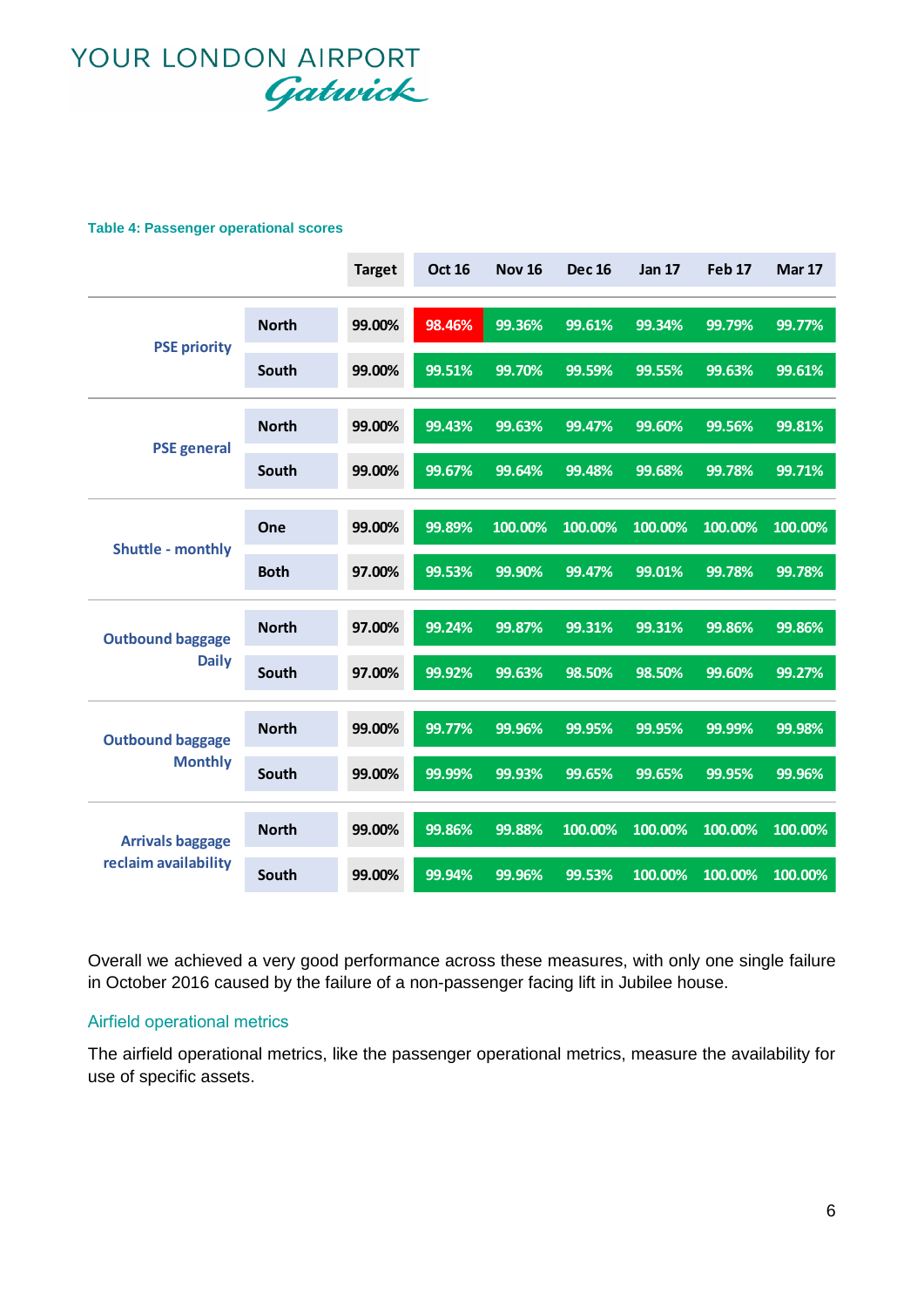**Table 4: Passenger operational scores**

| | | Target | Oct 16 | Nov 16 | Dec 16 | Jan 17 | Feb 17 | Mar 17 |
|---|---|---|---|---|---|---|---|---|
| PSE priority | North | 99.00% | 98.46% | 99.36% | 99.61% | 99.34% | 99.79% | 99.77% |
| | South | 99.00% | 99.51% | 99.70% | 99.59% | 99.55% | 99.63% | 99.61% |
| PSE general | North | 99.00% | 99.43% | 99.63% | 99.47% | 99.60% | 99.56% | 99.81% |
| | South | 99.00% | 99.67% | 99.64% | 99.48% | 99.68% | 99.78% | 99.71% |
| Shuttle - monthly | One | 99.00% | 99.89% | 100.00% | 100.00% | 100.00% | 100.00% | 100.00% |
| | Both | 97.00% | 99.53% | 99.90% | 99.47% | 99.01% | 99.78% | 99.78% |
| Outbound baggage Daily | North | 97.00% | 99.24% | 99.87% | 99.31% | 99.31% | 99.86% | 99.86% |
| | South | 97.00% | 99.92% | 99.63% | 98.50% | 98.50% | 99.60% | 99.27% |
| Outbound baggage Monthly | North | 99.00% | 99.77% | 99.96% | 99.95% | 99.95% | 99.99% | 99.98% |
| | South | 99.00% | 99.99% | 99.93% | 99.65% | 99.65% | 99.95% | 99.96% |
| Arrivals baggage reclaim availability | North | 99.00% | 99.86% | 99.88% | 100.00% | 100.00% | 100.00% | 100.00% |
| | South | 99.00% | 99.94% | 99.96% | 99.53% | 100.00% | 100.00% | 100.00% |

Overall we achieved a very good performance across these measures, with only one single failure in October 2016 caused by the failure of a non-passenger facing lift in Jubilee house.

## Airfield operational metrics

The airfield operational metrics, like the passenger operational metrics, measure the availability for use of specific assets.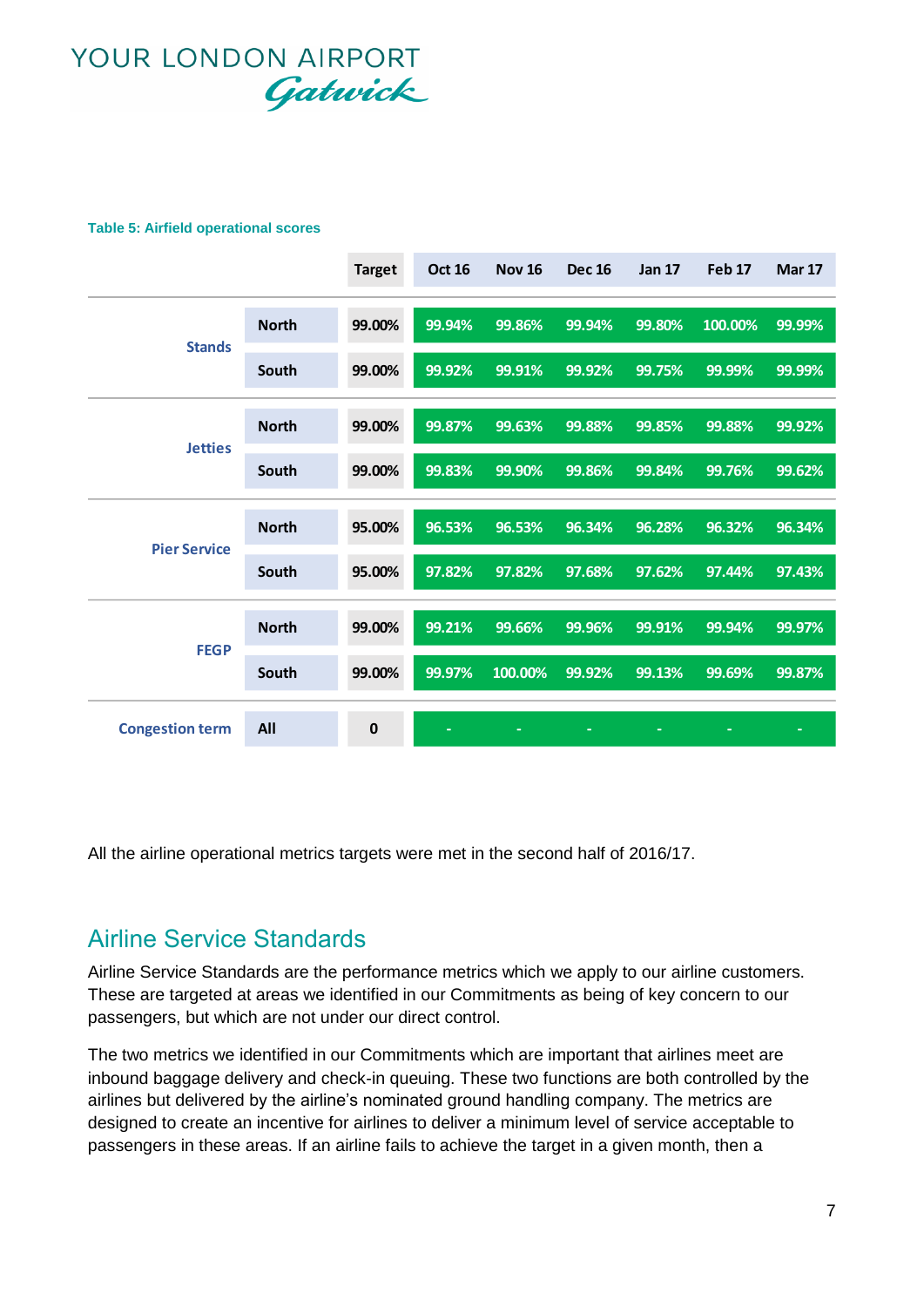Table 5: Airfield operational scores

| | | Target | Oct 16 | Nov 16 | Dec 16 | Jan 17 | Feb 17 | Mar 17 |
|---|---|---|---|---|---|---|---|---|
| Stands | North | 99.00% | 99.94% | 99.86% | 99.94% | 99.80% | 100.00% | 99.99% |
| | South | 99.00% | 99.92% | 99.91% | 99.92% | 99.75% | 99.99% | 99.99% |
| Jetties | North | 99.00% | 99.87% | 99.63% | 99.88% | 99.85% | 99.88% | 99.92% |
| | South | 99.00% | 99.83% | 99.90% | 99.86% | 99.84% | 99.76% | 99.62% |
| Pier Service | North | 95.00% | 96.53% | 96.53% | 96.34% | 96.28% | 96.32% | 96.34% |
| | South | 95.00% | 97.82% | 97.82% | 97.68% | 97.62% | 97.44% | 97.43% |
| FEGP | North | 99.00% | 99.21% | 99.66% | 99.96% | 99.91% | 99.94% | 99.97% |
| | South | 99.00% | 99.97% | 100.00% | 99.92% | 99.13% | 99.69% | 99.87% |
| Congestion term | All | 0 | - | - | - | - | - | - |

All the airline operational metrics targets were met in the second half of 2016/17.

## Airline Service Standards

Airline Service Standards are the performance metrics which we apply to our airline customers. These are targeted at areas we identified in our Commitments as being of key concern to our passengers, but which are not under our direct control.

The two metrics we identified in our Commitments which are important that airlines meet are inbound baggage delivery and check-in queuing. These two functions are both controlled by the airlines but delivered by the airline's nominated ground handling company. The metrics are designed to create an incentive for airlines to deliver a minimum level of service acceptable to passengers in these areas. If an airline fails to achieve the target in a given month, then a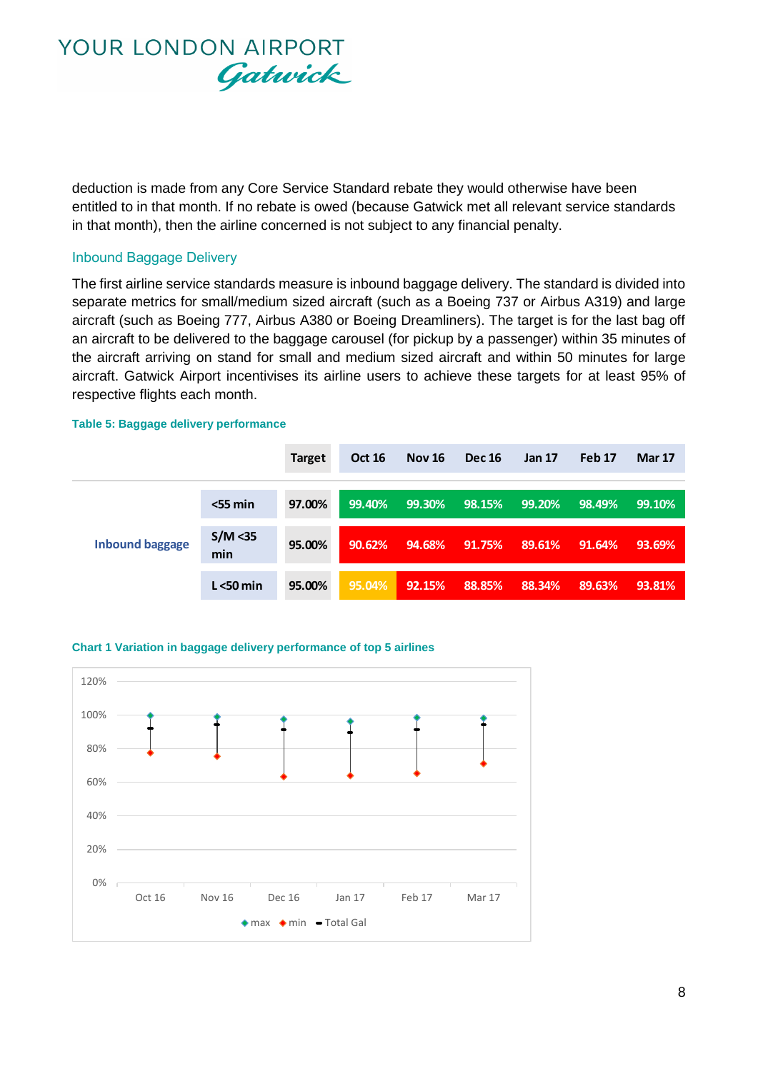deduction is made from any Core Service Standard rebate they would otherwise have been entitled to in that month. If no rebate is owed (because Gatwick met all relevant service standards in that month), then the airline concerned is not subject to any financial penalty.

## Inbound Baggage Delivery

The first airline service standards measure is inbound baggage delivery. The standard is divided into separate metrics for small/medium sized aircraft (such as a Boeing 737 or Airbus A319) and large aircraft (such as Boeing 777, Airbus A380 or Boeing Dreamliners). The target is for the last bag off an aircraft to be delivered to the baggage carousel (for pickup by a passenger) within 35 minutes of the aircraft arriving on stand for small and medium sized aircraft and within 50 minutes for large aircraft. Gatwick Airport incentivises its airline users to achieve these targets for at least 95% of respective flights each month.

**Table 5: Baggage delivery performance**

| | | Target | Oct 16 | Nov 16 | Dec 16 | Jan 17 | Feb 17 | Mar 17 |
|---|---|---|---|---|---|---|---|---|
| Inbound baggage | <55 min | 97.00% | 99.40% | 99.30% | 98.15% | 99.20% | 98.49% | 99.10% |
| | S/M <35 min | 95.00% | 90.62% | 94.68% | 91.75% | 89.61% | 91.64% | 93.69% |
| | L <50 min | 95.00% | 95.04% | 92.15% | 88.85% | 88.34% | 89.63% | 93.81% |

**Chart 1 Variation in baggage delivery performance of top 5 airlines**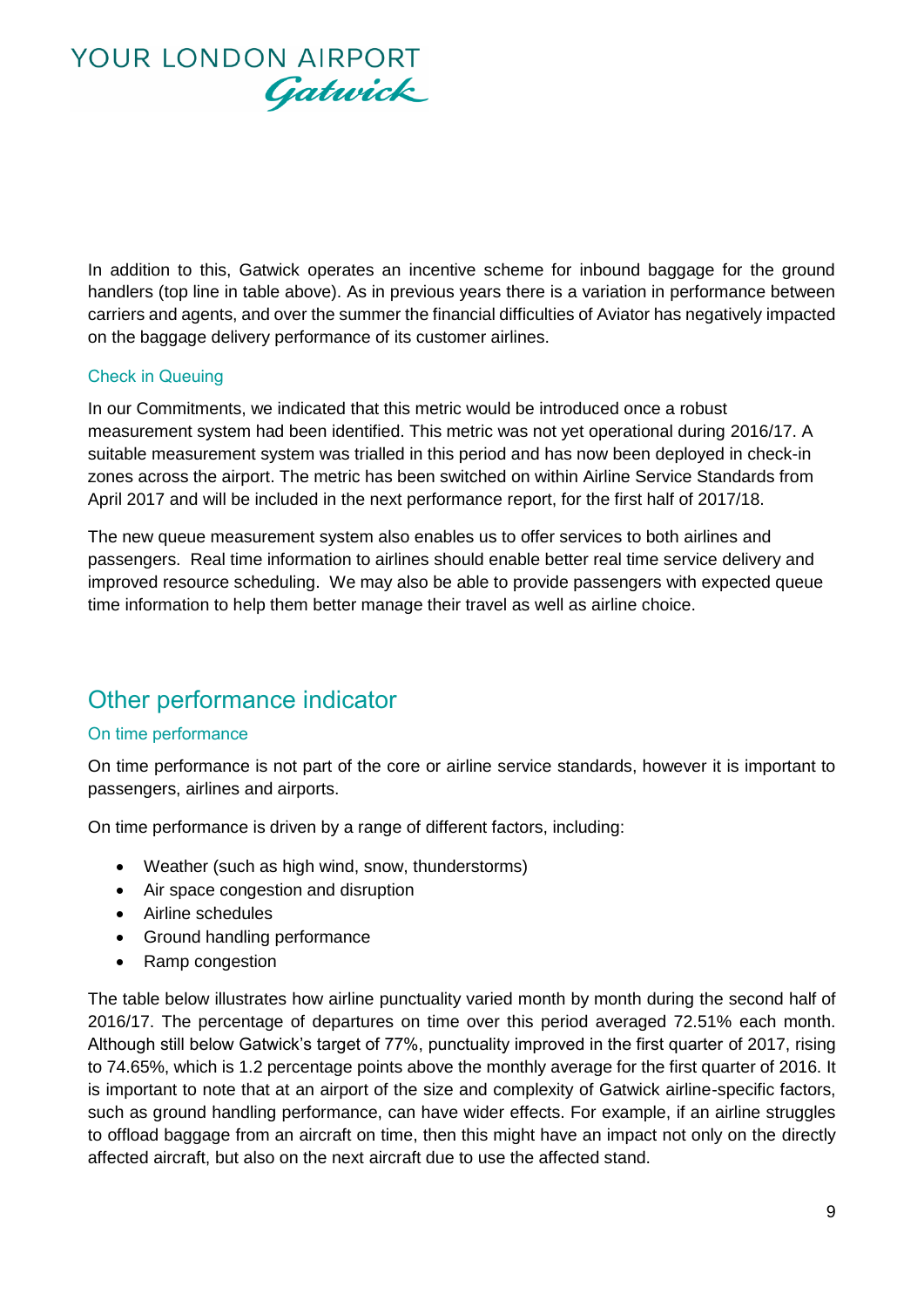In addition to this, Gatwick operates an incentive scheme for inbound baggage for the ground handlers (top line in table above). As in previous years there is a variation in performance between carriers and agents, and over the summer the financial difficulties of Aviator has negatively impacted on the baggage delivery performance of its customer airlines.

### Check in Queuing

In our Commitments, we indicated that this metric would be introduced once a robust measurement system had been identified. This metric was not yet operational during 2016/17. A suitable measurement system was trialled in this period and has now been deployed in check-in zones across the airport. The metric has been switched on within Airline Service Standards from April 2017 and will be included in the next performance report, for the first half of 2017/18.

The new queue measurement system also enables us to offer services to both airlines and passengers. Real time information to airlines should enable better real time service delivery and improved resource scheduling. We may also be able to provide passengers with expected queue time information to help them better manage their travel as well as airline choice.

## Other performance indicator

### On time performance

On time performance is not part of the core or airline service standards, however it is important to passengers, airlines and airports.

On time performance is driven by a range of different factors, including:

- Weather (such as high wind, snow, thunderstorms)
- Air space congestion and disruption
- Airline schedules
- Ground handling performance
- Ramp congestion

The table below illustrates how airline punctuality varied month by month during the second half of 2016/17. The percentage of departures on time over this period averaged 72.51% each month. Although still below Gatwick's target of 77%, punctuality improved in the first quarter of 2017, rising to 74.65%, which is 1.2 percentage points above the monthly average for the first quarter of 2016. It is important to note that at an airport of the size and complexity of Gatwick airline-specific factors, such as ground handling performance, can have wider effects. For example, if an airline struggles to offload baggage from an aircraft on time, then this might have an impact not only on the directly affected aircraft, but also on the next aircraft due to use the affected stand.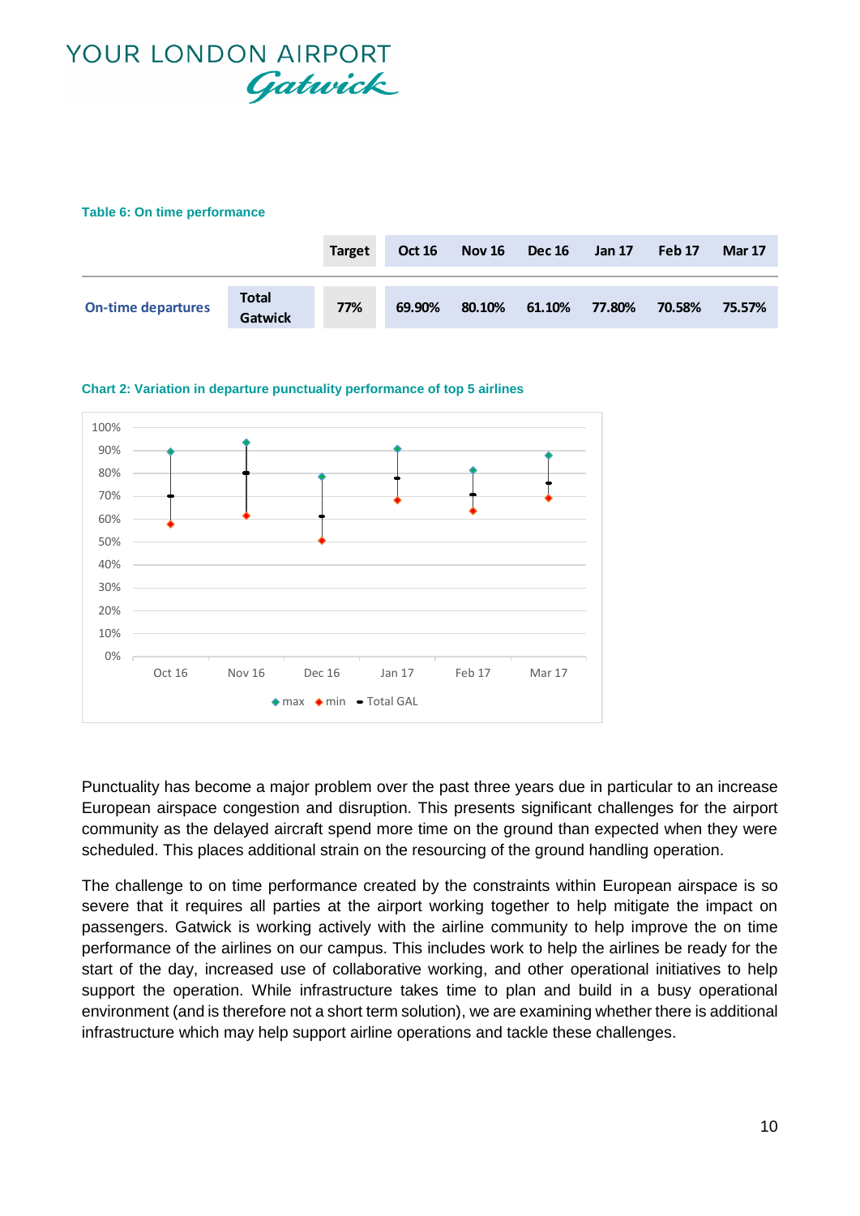YOUR LONDON AIRPORT Gatwick

**Table 6: On time performance**

| | | Target | Oct 16 | Nov 16 | Dec 16 | Jan 17 | Feb 17 | Mar 17 |
|---|---|---|---|---|---|---|---|---|
| On-time departures | Total Gatwick | 77% | 69.90% | 80.10% | 61.10% | 77.80% | 70.58% | 75.57% |

**Chart 2: Variation in departure punctuality performance of top 5 airlines**

100%
90%
80%
70%
60%
50%
40%
30%
20%
10%
0%

Oct 16 Nov 16 Dec 16 Jan 17 Feb 17 Mar 17

max min Total GAL

Punctuality has become a major problem over the past three years due in particular to an increase European airspace congestion and disruption. This presents significant challenges for the airport community as the delayed aircraft spend more time on the ground than expected when they were scheduled. This places additional strain on the resourcing of the ground handling operation.

The challenge to on time performance created by the constraints within European airspace is so severe that it requires all parties at the airport working together to help mitigate the impact on passengers. Gatwick is working actively with the airline community to help improve the on time performance of the airlines on our campus. This includes work to help the airlines be ready for the start of the day, increased use of collaborative working, and other operational initiatives to help support the operation. While infrastructure takes time to plan and build in a busy operational environment (and is therefore not a short term solution), we are examining whether there is additional infrastructure which may help support airline operations and tackle these challenges.